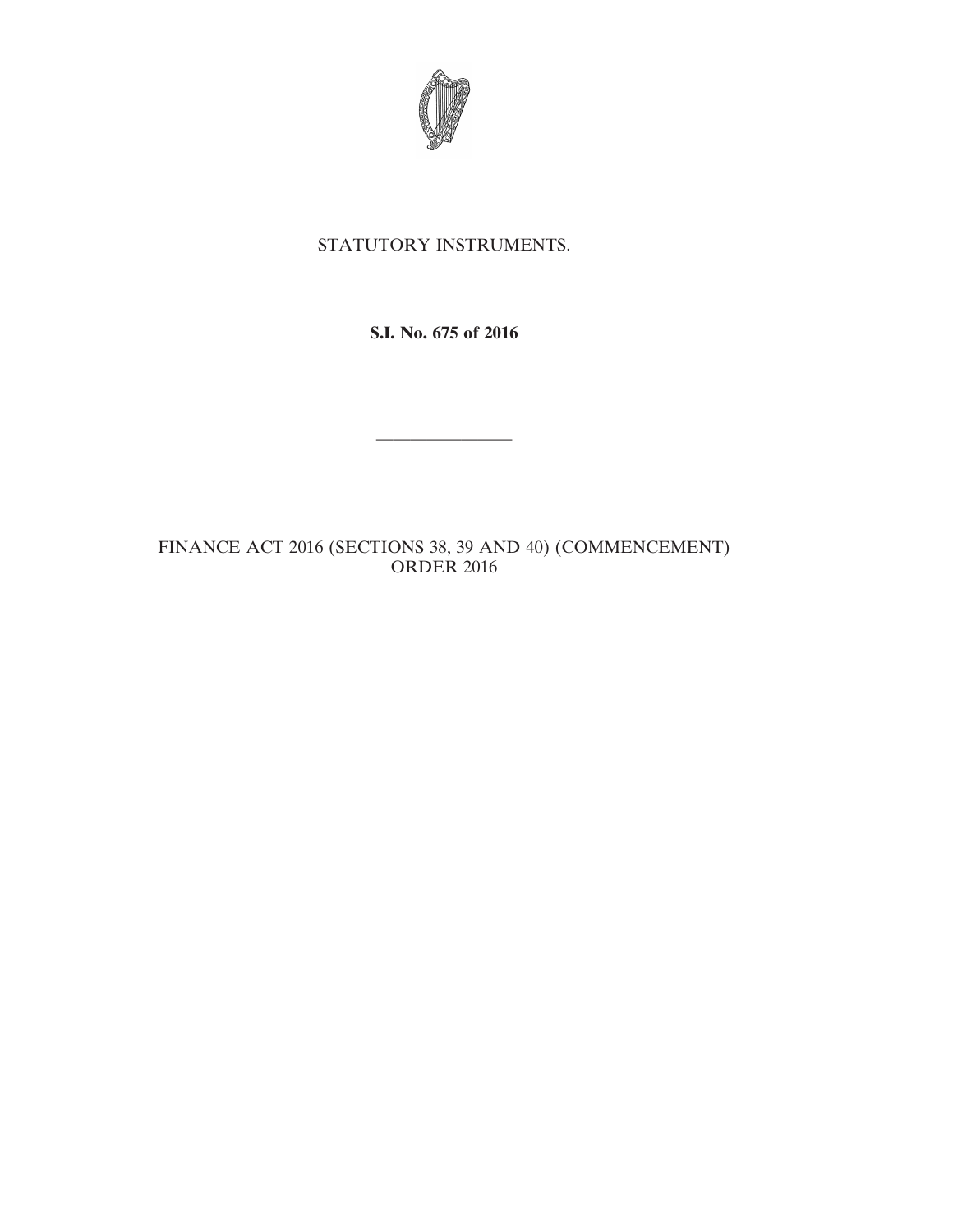STATUTORY INSTRUMENTS.

**S.I. No. 675 of 2016**

---

FINANCE ACT 2016 (SECTIONS 38, 39 AND 40) (COMMENCEMENT) ORDER 2016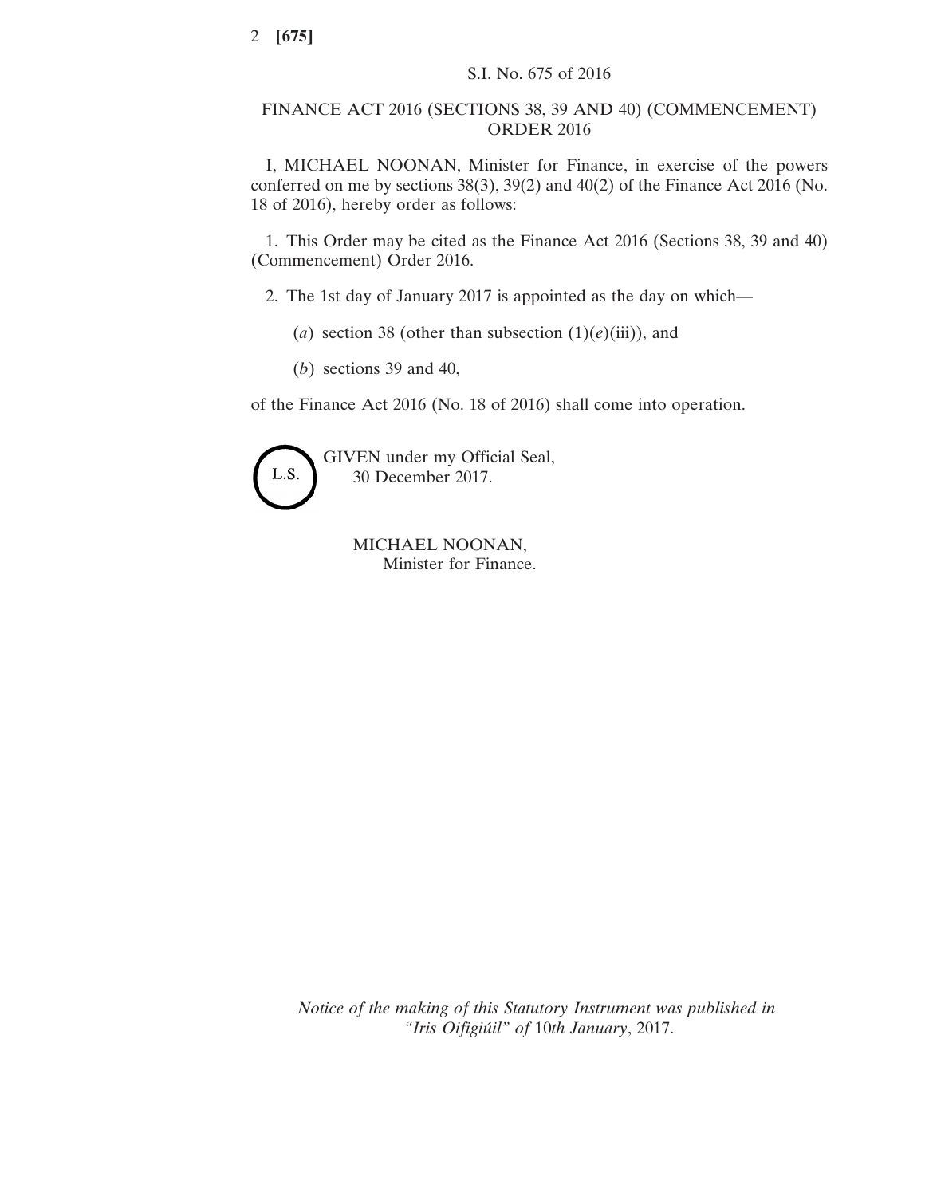S.I. No. 675 of 2016

# FINANCE ACT 2016 (SECTIONS 38, 39 AND 40) (COMMENCEMENT) ORDER 2016

I, MICHAEL NOONAN, Minister for Finance, in exercise of the powers conferred on me by sections 38(3), 39(2) and 40(2) of the Finance Act 2016 (No. 18 of 2016), hereby order as follows:

1. This Order may be cited as the Finance Act 2016 (Sections 38, 39 and 40) (Commencement) Order 2016.

2. The 1st day of January 2017 is appointed as the day on which—

   (*a*) section 38 (other than subsection (1)(*e*)(iii)), and

   (*b*) sections 39 and 40,

of the Finance Act 2016 (No. 18 of 2016) shall come into operation.

L.S.

GIVEN under my Official Seal,
30 December 2017.

MICHAEL NOONAN,
Minister for Finance.

*Notice of the making of this Statutory Instrument was published in "Iris Oifigiúil" of* 10*th January*, 2017.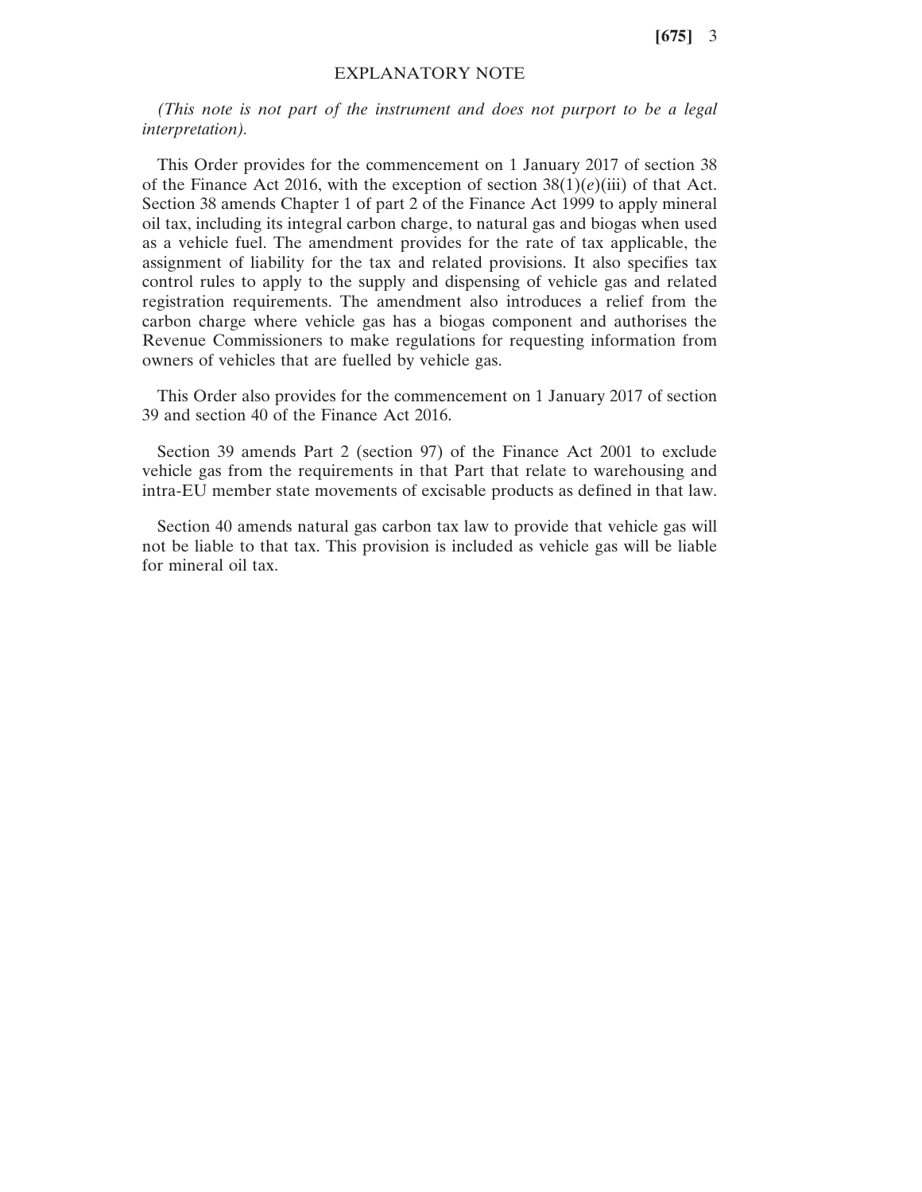## EXPLANATORY NOTE

*(This note is not part of the instrument and does not purport to be a legal interpretation).*

This Order provides for the commencement on 1 January 2017 of section 38 of the Finance Act 2016, with the exception of section 38(1)(*e*)(iii) of that Act. Section 38 amends Chapter 1 of part 2 of the Finance Act 1999 to apply mineral oil tax, including its integral carbon charge, to natural gas and biogas when used as a vehicle fuel. The amendment provides for the rate of tax applicable, the assignment of liability for the tax and related provisions. It also specifies tax control rules to apply to the supply and dispensing of vehicle gas and related registration requirements. The amendment also introduces a relief from the carbon charge where vehicle gas has a biogas component and authorises the Revenue Commissioners to make regulations for requesting information from owners of vehicles that are fuelled by vehicle gas.

This Order also provides for the commencement on 1 January 2017 of section 39 and section 40 of the Finance Act 2016.

Section 39 amends Part 2 (section 97) of the Finance Act 2001 to exclude vehicle gas from the requirements in that Part that relate to warehousing and intra-EU member state movements of excisable products as defined in that law.

Section 40 amends natural gas carbon tax law to provide that vehicle gas will not be liable to that tax. This provision is included as vehicle gas will be liable for mineral oil tax.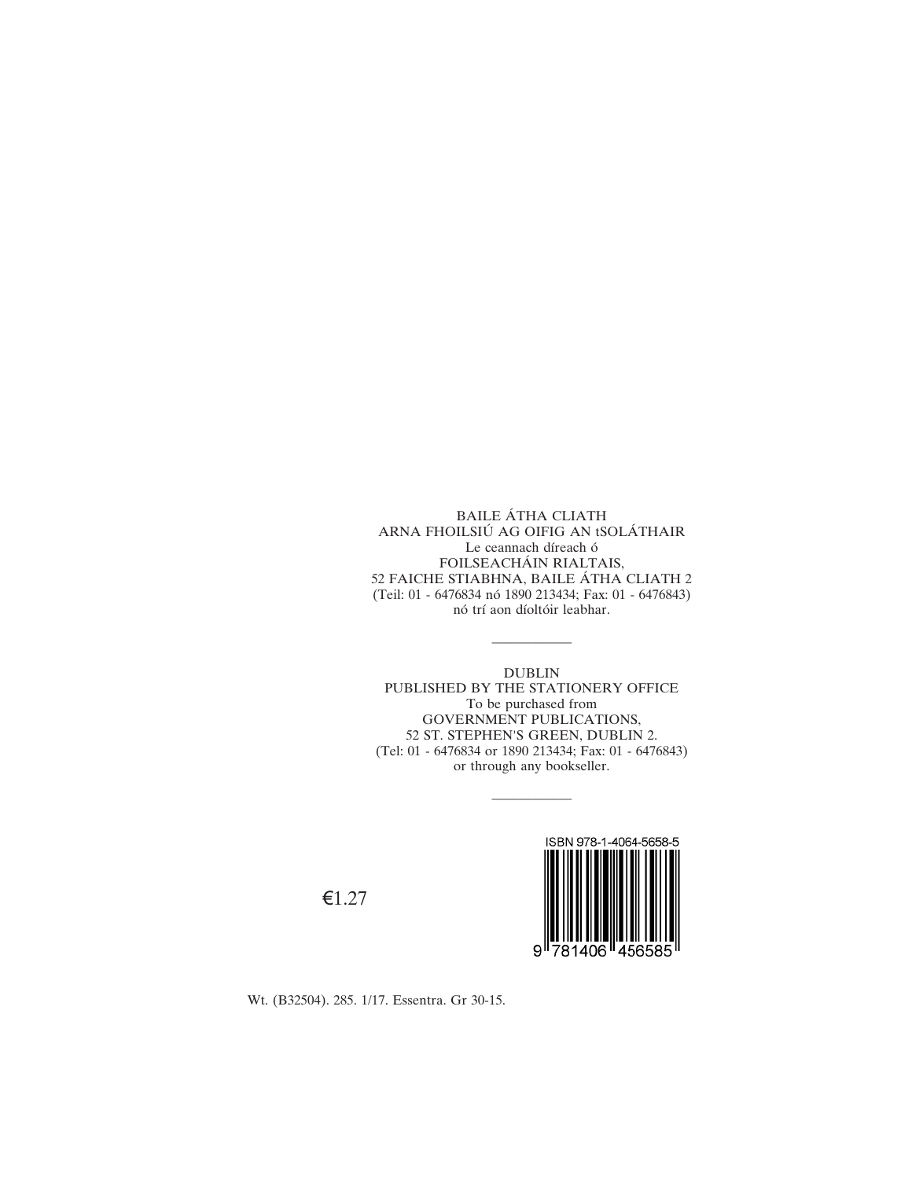BAILE ÁTHA CLIATH
ARNA FHOILSIÚ AG OIFIG AN tSOLÁTHAIR
Le ceannach díreach ó
FOILSEACHÁIN RIALTAIS,
52 FAICHE STIABHNA, BAILE ÁTHA CLIATH 2
(Teil: 01 - 6476834 nó 1890 213434; Fax: 01 - 6476843)
nó trí aon díoltóir leabhar.

---

DUBLIN
PUBLISHED BY THE STATIONERY OFFICE
To be purchased from
GOVERNMENT PUBLICATIONS,
52 ST. STEPHEN'S GREEN, DUBLIN 2.
(Tel: 01 - 6476834 or 1890 213434; Fax: 01 - 6476843)
or through any bookseller.

---

€1.27

ISBN 978-1-4064-5658-5

9 781406 456585

Wt. (B32504). 285. 1/17. Essentra. Gr 30-15.